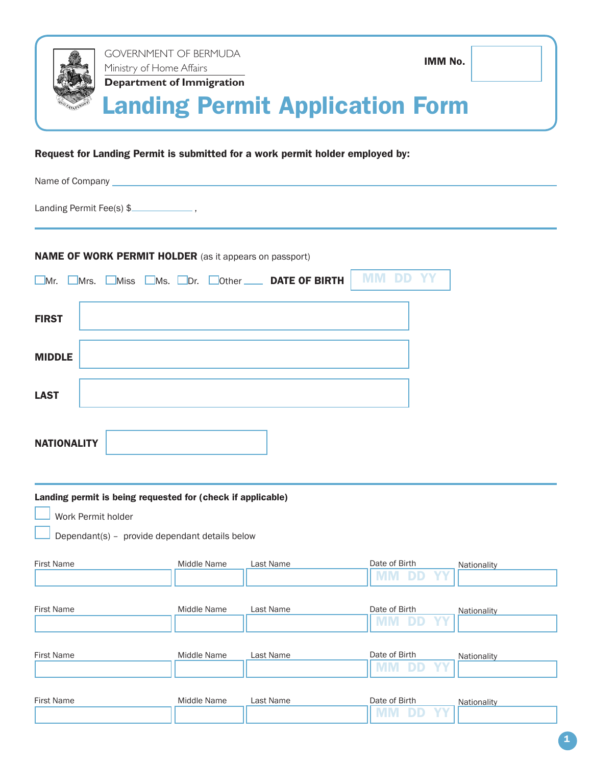GOVERNMENT OF BERMUDA
Ministry of Home Affairs
**Department of Immigration**

**IMM No.** ____________

# Landing Permit Application Form

**Request for Landing Permit is submitted for a work permit holder employed by:**

Name of Company ______________________________________________

Landing Permit Fee(s) $____________ ,

---

**NAME OF WORK PERMIT HOLDER** (as it appears on passport)

☐ Mr. ☐ Mrs. ☐ Miss ☐ Ms. ☐ Dr. ☐ Other ____ **DATE OF BIRTH** MM DD YY

**FIRST** ____________________

**MIDDLE** ____________________

**LAST** ____________________

**NATIONALITY** ____________________

---

**Landing permit is being requested for (check if applicable)**

☐ Work Permit holder

☐ Dependant(s) – provide dependant details below

| First Name | Middle Name | Last Name | Date of Birth | Nationality |
|---|---|---|---|---|
| | | | MM DD YY | |
| | | | MM DD YY | |
| | | | MM DD YY | |
| | | | MM DD YY | |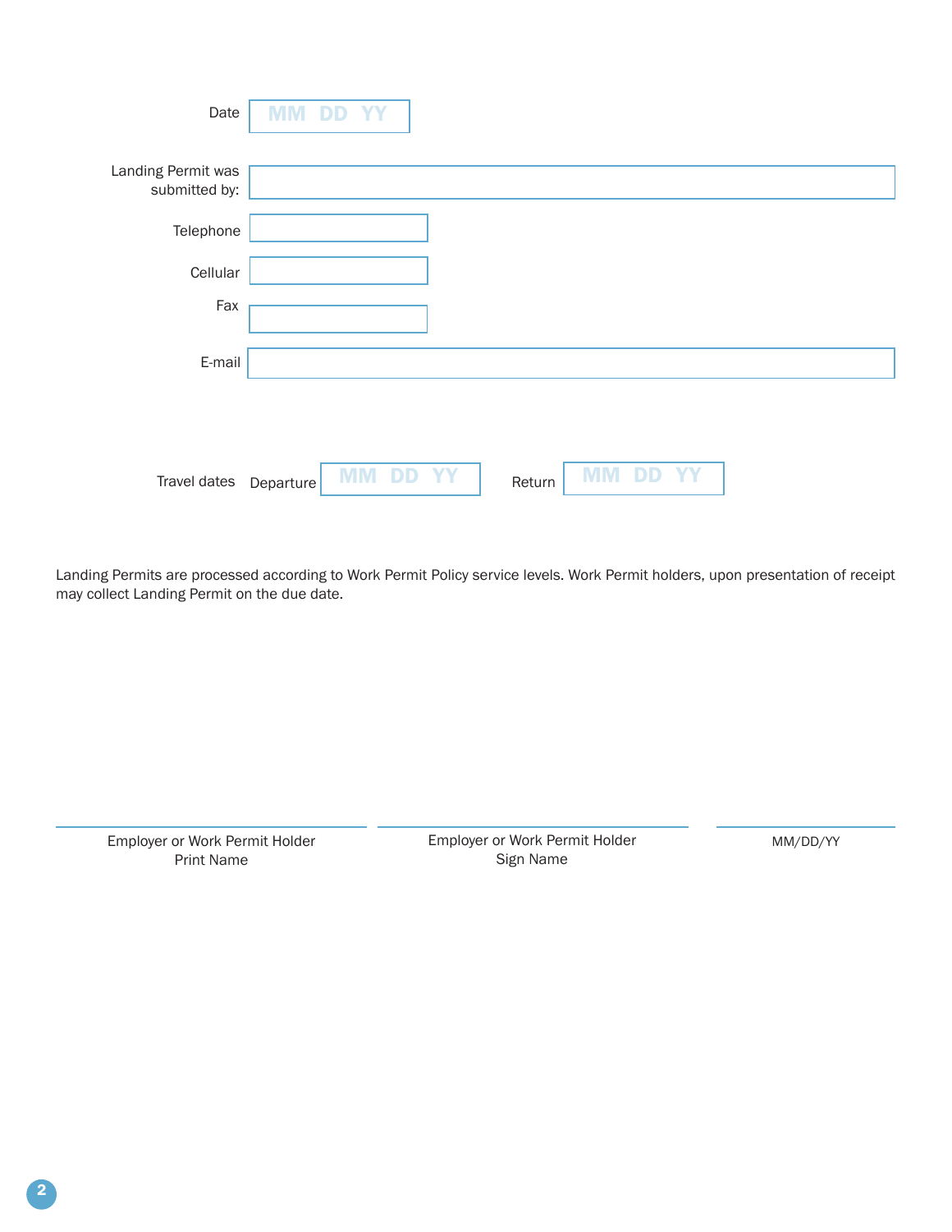Date MM DD YY

Landing Permit was submitted by:

Telephone

Cellular

Fax

E-mail

Travel dates Departure MM DD YY Return MM DD YY

Landing Permits are processed according to Work Permit Policy service levels. Work Permit holders, upon presentation of receipt may collect Landing Permit on the due date.

| | | |
|---|---|---|
| Employer or Work Permit Holder Print Name | Employer or Work Permit Holder Sign Name | MM/DD/YY |